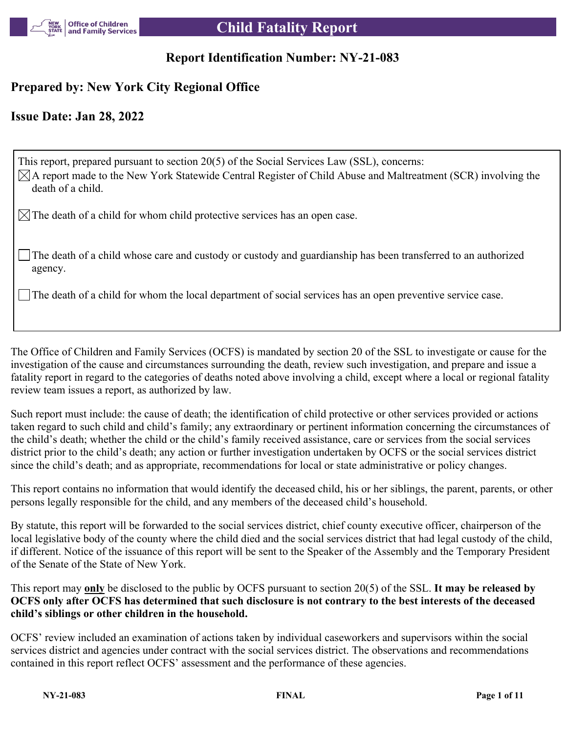# Child Fatality Report

## Report Identification Number: NY-21-083

### Prepared by: New York City Regional Office

### Issue Date: Jan 28, 2022

This report, prepared pursuant to section 20(5) of the Social Services Law (SSL), concerns:

☒ A report made to the New York Statewide Central Register of Child Abuse and Maltreatment (SCR) involving the death of a child.

☒ The death of a child for whom child protective services has an open case.

☐ The death of a child whose care and custody or custody and guardianship has been transferred to an authorized agency.

☐ The death of a child for whom the local department of social services has an open preventive service case.

The Office of Children and Family Services (OCFS) is mandated by section 20 of the SSL to investigate or cause for the investigation of the cause and circumstances surrounding the death, review such investigation, and prepare and issue a fatality report in regard to the categories of deaths noted above involving a child, except where a local or regional fatality review team issues a report, as authorized by law.

Such report must include: the cause of death; the identification of child protective or other services provided or actions taken regard to such child and child's family; any extraordinary or pertinent information concerning the circumstances of the child's death; whether the child or the child's family received assistance, care or services from the social services district prior to the child's death; any action or further investigation undertaken by OCFS or the social services district since the child's death; and as appropriate, recommendations for local or state administrative or policy changes.

This report contains no information that would identify the deceased child, his or her siblings, the parent, parents, or other persons legally responsible for the child, and any members of the deceased child's household.

By statute, this report will be forwarded to the social services district, chief county executive officer, chairperson of the local legislative body of the county where the child died and the social services district that had legal custody of the child, if different. Notice of the issuance of this report will be sent to the Speaker of the Assembly and the Temporary President of the Senate of the State of New York.

This report may **only** be disclosed to the public by OCFS pursuant to section 20(5) of the SSL. **It may be released by OCFS only after OCFS has determined that such disclosure is not contrary to the best interests of the deceased child's siblings or other children in the household.**

OCFS' review included an examination of actions taken by individual caseworkers and supervisors within the social services district and agencies under contract with the social services district. The observations and recommendations contained in this report reflect OCFS' assessment and the performance of these agencies.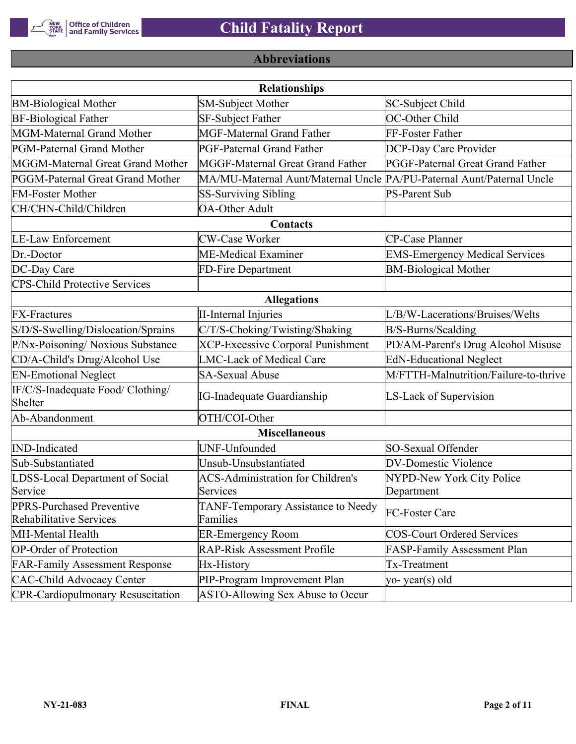## Abbreviations

| Relationships | | |
|---|---|---|
| BM-Biological Mother | SM-Subject Mother | SC-Subject Child |
| BF-Biological Father | SF-Subject Father | OC-Other Child |
| MGM-Maternal Grand Mother | MGF-Maternal Grand Father | FF-Foster Father |
| PGM-Paternal Grand Mother | PGF-Paternal Grand Father | DCP-Day Care Provider |
| MGGM-Maternal Great Grand Mother | MGGF-Maternal Great Grand Father | PGGF-Paternal Great Grand Father |
| PGGM-Paternal Great Grand Mother | MA/MU-Maternal Aunt/Maternal Uncle | PA/PU-Paternal Aunt/Paternal Uncle |
| FM-Foster Mother | SS-Surviving Sibling | PS-Parent Sub |
| CH/CHN-Child/Children | OA-Other Adult | |
| **Contacts** | | |
| LE-Law Enforcement | CW-Case Worker | CP-Case Planner |
| Dr.-Doctor | ME-Medical Examiner | EMS-Emergency Medical Services |
| DC-Day Care | FD-Fire Department | BM-Biological Mother |
| CPS-Child Protective Services | | |
| **Allegations** | | |
| FX-Fractures | II-Internal Injuries | L/B/W-Lacerations/Bruises/Welts |
| S/D/S-Swelling/Dislocation/Sprains | C/T/S-Choking/Twisting/Shaking | B/S-Burns/Scalding |
| P/Nx-Poisoning/ Noxious Substance | XCP-Excessive Corporal Punishment | PD/AM-Parent's Drug Alcohol Misuse |
| CD/A-Child's Drug/Alcohol Use | LMC-Lack of Medical Care | EdN-Educational Neglect |
| EN-Emotional Neglect | SA-Sexual Abuse | M/FTTH-Malnutrition/Failure-to-thrive |
| IF/C/S-Inadequate Food/ Clothing/ Shelter | IG-Inadequate Guardianship | LS-Lack of Supervision |
| Ab-Abandonment | OTH/COI-Other | |
| **Miscellaneous** | | |
| IND-Indicated | UNF-Unfounded | SO-Sexual Offender |
| Sub-Substantiated | Unsub-Unsubstantiated | DV-Domestic Violence |
| LDSS-Local Department of Social Service | ACS-Administration for Children's Services | NYPD-New York City Police Department |
| PPRS-Purchased Preventive Rehabilitative Services | TANF-Temporary Assistance to Needy Families | FC-Foster Care |
| MH-Mental Health | ER-Emergency Room | COS-Court Ordered Services |
| OP-Order of Protection | RAP-Risk Assessment Profile | FASP-Family Assessment Plan |
| FAR-Family Assessment Response | Hx-History | Tx-Treatment |
| CAC-Child Advocacy Center | PIP-Program Improvement Plan | yo- year(s) old |
| CPR-Cardiopulmonary Resuscitation | ASTO-Allowing Sex Abuse to Occur | |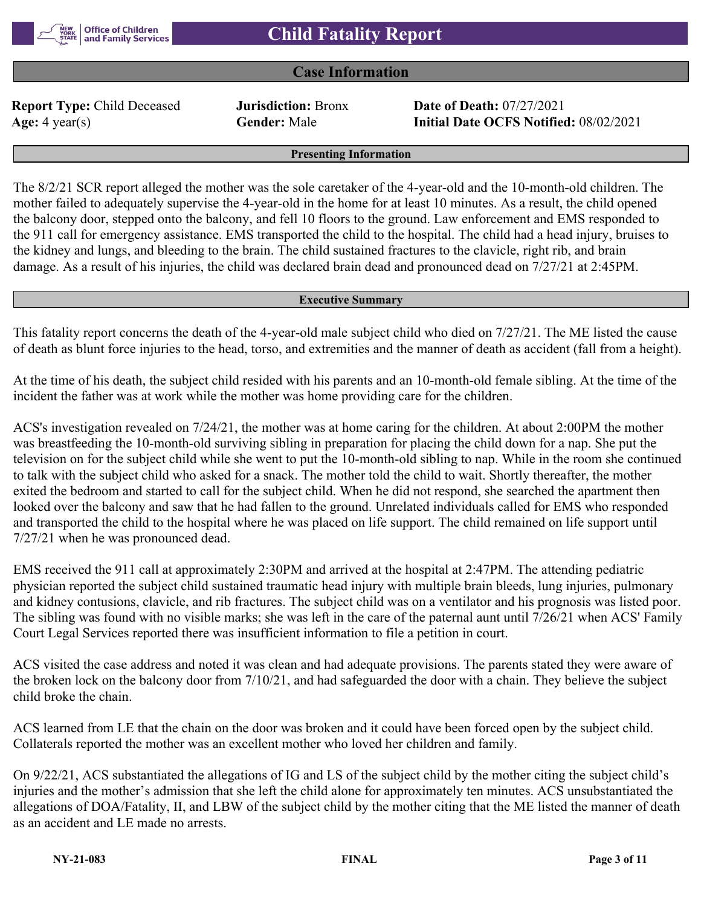# Child Fatality Report

## Case Information

| | | |
|---|---|---|
| **Report Type:** Child Deceased | **Jurisdiction:** Bronx | **Date of Death:** 07/27/2021 |
| **Age:** 4 year(s) | **Gender:** Male | **Initial Date OCFS Notified:** 08/02/2021 |

### Presenting Information

The 8/2/21 SCR report alleged the mother was the sole caretaker of the 4-year-old and the 10-month-old children. The mother failed to adequately supervise the 4-year-old in the home for at least 10 minutes. As a result, the child opened the balcony door, stepped onto the balcony, and fell 10 floors to the ground. Law enforcement and EMS responded to the 911 call for emergency assistance. EMS transported the child to the hospital. The child had a head injury, bruises to the kidney and lungs, and bleeding to the brain. The child sustained fractures to the clavicle, right rib, and brain damage. As a result of his injuries, the child was declared brain dead and pronounced dead on 7/27/21 at 2:45PM.

### Executive Summary

This fatality report concerns the death of the 4-year-old male subject child who died on 7/27/21. The ME listed the cause of death as blunt force injuries to the head, torso, and extremities and the manner of death as accident (fall from a height).

At the time of his death, the subject child resided with his parents and an 10-month-old female sibling. At the time of the incident the father was at work while the mother was home providing care for the children.

ACS's investigation revealed on 7/24/21, the mother was at home caring for the children. At about 2:00PM the mother was breastfeeding the 10-month-old surviving sibling in preparation for placing the child down for a nap. She put the television on for the subject child while she went to put the 10-month-old sibling to nap. While in the room she continued to talk with the subject child who asked for a snack. The mother told the child to wait. Shortly thereafter, the mother exited the bedroom and started to call for the subject child. When he did not respond, she searched the apartment then looked over the balcony and saw that he had fallen to the ground. Unrelated individuals called for EMS who responded and transported the child to the hospital where he was placed on life support. The child remained on life support until 7/27/21 when he was pronounced dead.

EMS received the 911 call at approximately 2:30PM and arrived at the hospital at 2:47PM. The attending pediatric physician reported the subject child sustained traumatic head injury with multiple brain bleeds, lung injuries, pulmonary and kidney contusions, clavicle, and rib fractures. The subject child was on a ventilator and his prognosis was listed poor. The sibling was found with no visible marks; she was left in the care of the paternal aunt until 7/26/21 when ACS' Family Court Legal Services reported there was insufficient information to file a petition in court.

ACS visited the case address and noted it was clean and had adequate provisions. The parents stated they were aware of the broken lock on the balcony door from 7/10/21, and had safeguarded the door with a chain. They believe the subject child broke the chain.

ACS learned from LE that the chain on the door was broken and it could have been forced open by the subject child. Collaterals reported the mother was an excellent mother who loved her children and family.

On 9/22/21, ACS substantiated the allegations of IG and LS of the subject child by the mother citing the subject child's injuries and the mother's admission that she left the child alone for approximately ten minutes. ACS unsubstantiated the allegations of DOA/Fatality, II, and LBW of the subject child by the mother citing that the ME listed the manner of death as an accident and LE made no arrests.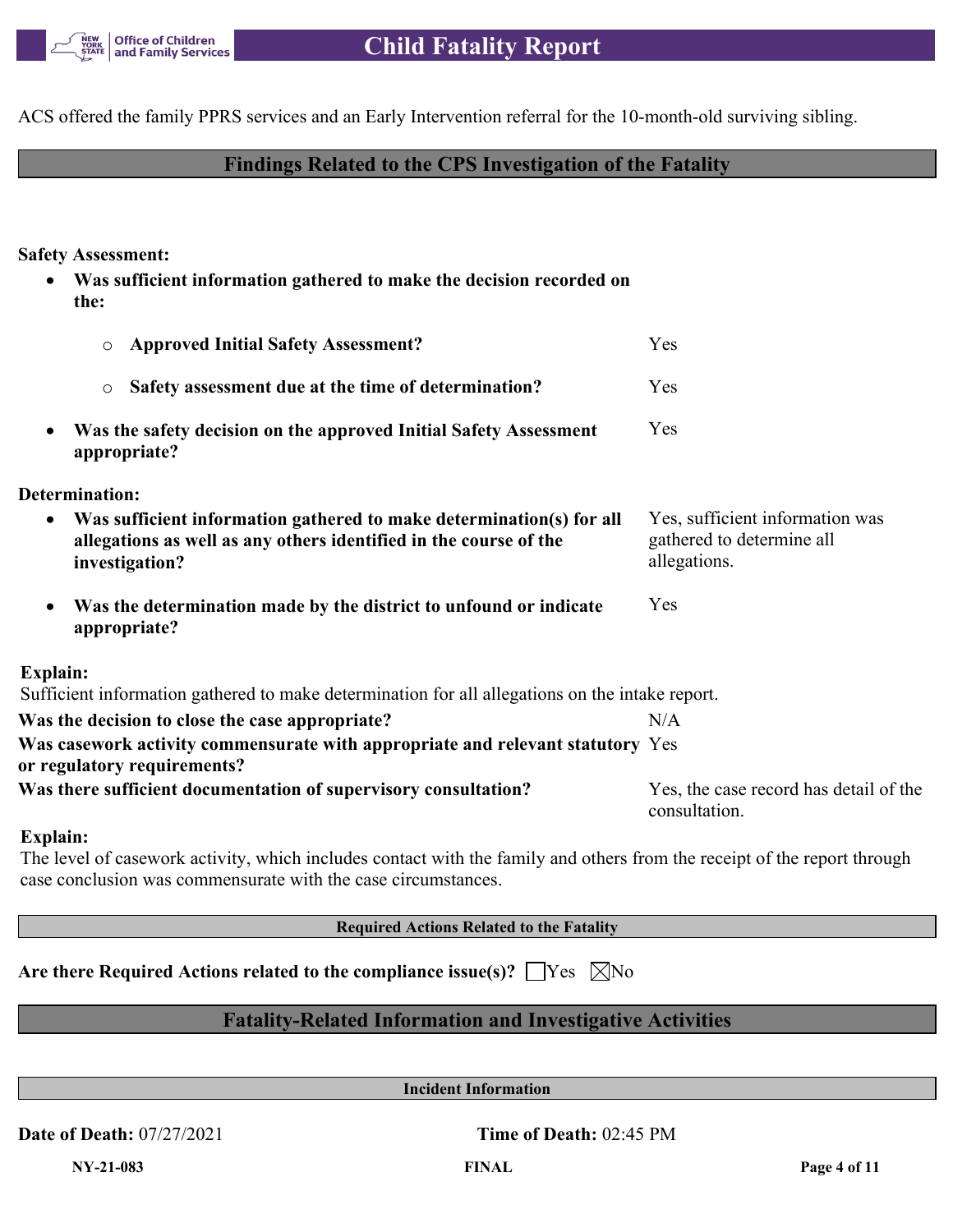ACS offered the family PPRS services and an Early Intervention referral for the 10-month-old surviving sibling.

## Findings Related to the CPS Investigation of the Fatality

**Safety Assessment:**

- **Was sufficient information gathered to make the decision recorded on the:**
  - **Approved Initial Safety Assessment?** Yes
  - **Safety assessment due at the time of determination?** Yes
- **Was the safety decision on the approved Initial Safety Assessment appropriate?** Yes

**Determination:**

- **Was sufficient information gathered to make determination(s) for all allegations as well as any others identified in the course of the investigation?** Yes, sufficient information was gathered to determine all allegations.
- **Was the determination made by the district to unfound or indicate appropriate?** Yes

**Explain:**
Sufficient information gathered to make determination for all allegations on the intake report.

**Was the decision to close the case appropriate?** N/A

**Was casework activity commensurate with appropriate and relevant statutory or regulatory requirements?** Yes

**Was there sufficient documentation of supervisory consultation?** Yes, the case record has detail of the consultation.

**Explain:**
The level of casework activity, which includes contact with the family and others from the receipt of the report through case conclusion was commensurate with the case circumstances.

### Required Actions Related to the Fatality

**Are there Required Actions related to the compliance issue(s)?** ☐ Yes ☒ No

## Fatality-Related Information and Investigative Activities

### Incident Information

**Date of Death:** 07/27/2021

**Time of Death:** 02:45 PM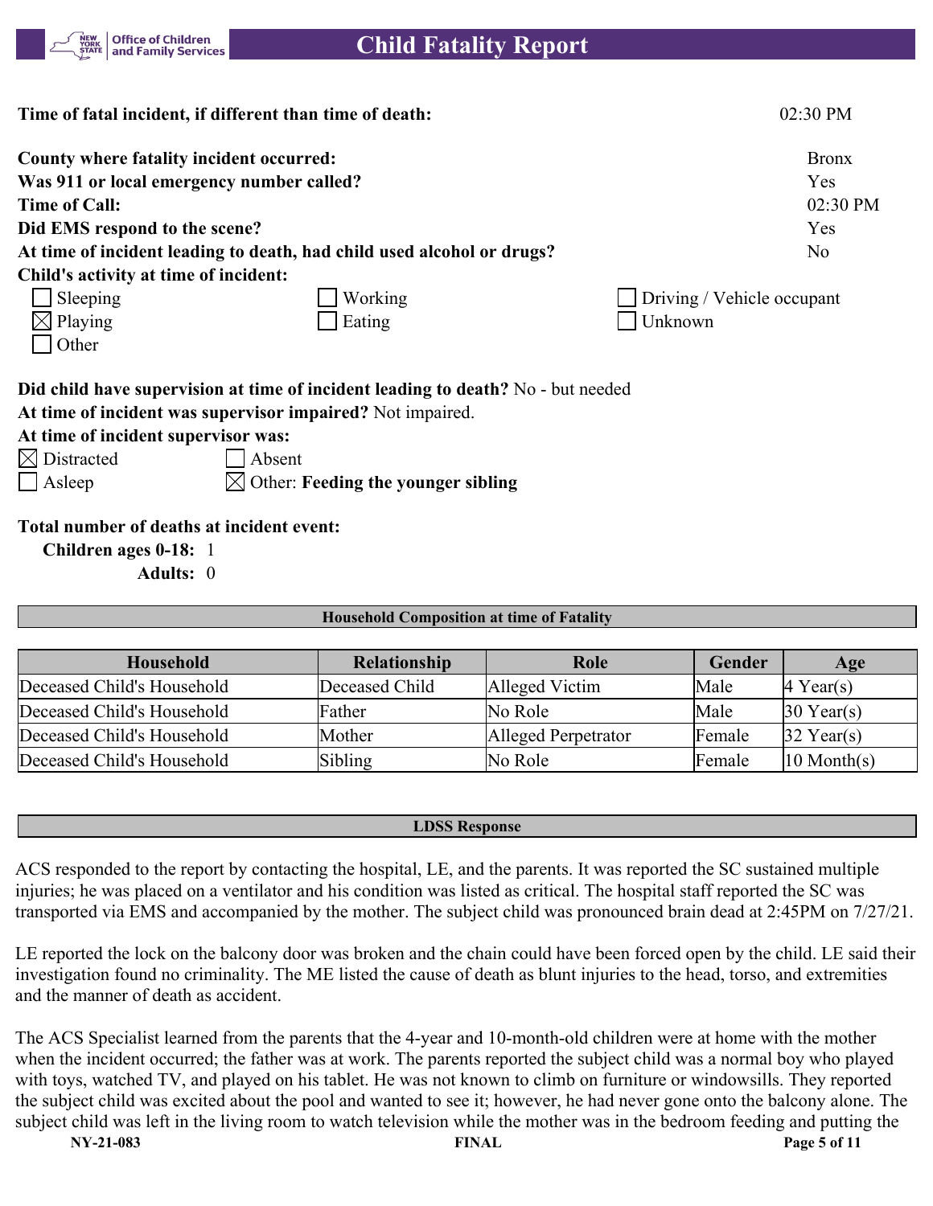**Time of fatal incident, if different than time of death:** 02:30 PM

**County where fatality incident occurred:** Bronx
**Was 911 or local emergency number called?** Yes
**Time of Call:** 02:30 PM
**Did EMS respond to the scene?** Yes
**At time of incident leading to death, had child used alcohol or drugs?** No
**Child's activity at time of incident:**

- [ ] Sleeping
- [ ] Working
- [ ] Driving / Vehicle occupant
- [x] Playing
- [ ] Eating
- [ ] Unknown
- [ ] Other

**Did child have supervision at time of incident leading to death?** No - but needed
**At time of incident was supervisor impaired?** Not impaired.
**At time of incident supervisor was:**

- [x] Distracted
- [ ] Absent
- [ ] Asleep
- [x] Other: **Feeding the younger sibling**

**Total number of deaths at incident event:**
**Children ages 0-18:** 1
**Adults:** 0

## Household Composition at time of Fatality

| Household | Relationship | Role | Gender | Age |
|---|---|---|---|---|
| Deceased Child's Household | Deceased Child | Alleged Victim | Male | 4 Year(s) |
| Deceased Child's Household | Father | No Role | Male | 30 Year(s) |
| Deceased Child's Household | Mother | Alleged Perpetrator | Female | 32 Year(s) |
| Deceased Child's Household | Sibling | No Role | Female | 10 Month(s) |

## LDSS Response

ACS responded to the report by contacting the hospital, LE, and the parents. It was reported the SC sustained multiple injuries; he was placed on a ventilator and his condition was listed as critical. The hospital staff reported the SC was transported via EMS and accompanied by the mother. The subject child was pronounced brain dead at 2:45PM on 7/27/21.

LE reported the lock on the balcony door was broken and the chain could have been forced open by the child. LE said their investigation found no criminality. The ME listed the cause of death as blunt injuries to the head, torso, and extremities and the manner of death as accident.

The ACS Specialist learned from the parents that the 4-year and 10-month-old children were at home with the mother when the incident occurred; the father was at work. The parents reported the subject child was a normal boy who played with toys, watched TV, and played on his tablet. He was not known to climb on furniture or windowsills. They reported the subject child was excited about the pool and wanted to see it; however, he had never gone onto the balcony alone. The subject child was left in the living room to watch television while the mother was in the bedroom feeding and putting the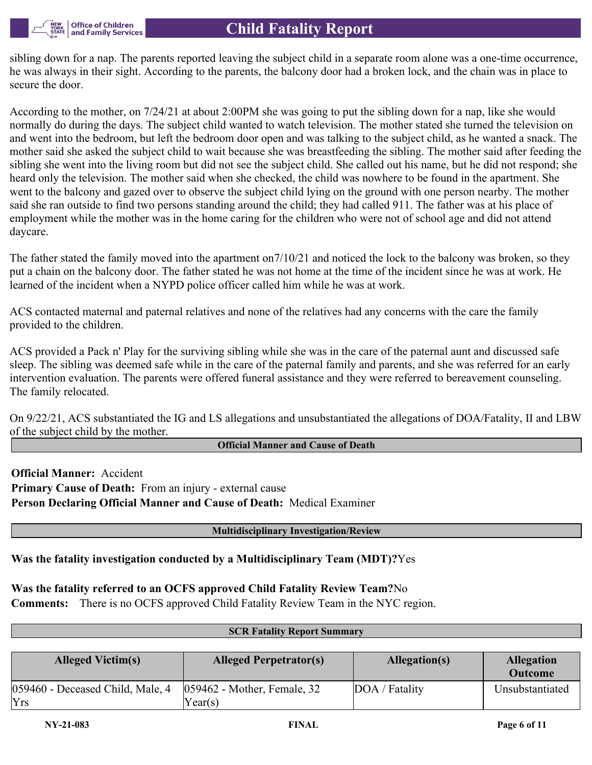sibling down for a nap. The parents reported leaving the subject child in a separate room alone was a one-time occurrence, he was always in their sight. According to the parents, the balcony door had a broken lock, and the chain was in place to secure the door.

According to the mother, on 7/24/21 at about 2:00PM she was going to put the sibling down for a nap, like she would normally do during the days. The subject child wanted to watch television. The mother stated she turned the television on and went into the bedroom, but left the bedroom door open and was talking to the subject child, as he wanted a snack. The mother said she asked the subject child to wait because she was breastfeeding the sibling. The mother said after feeding the sibling she went into the living room but did not see the subject child. She called out his name, but he did not respond; she heard only the television. The mother said when she checked, the child was nowhere to be found in the apartment. She went to the balcony and gazed over to observe the subject child lying on the ground with one person nearby. The mother said she ran outside to find two persons standing around the child; they had called 911. The father was at his place of employment while the mother was in the home caring for the children who were not of school age and did not attend daycare.

The father stated the family moved into the apartment on7/10/21 and noticed the lock to the balcony was broken, so they put a chain on the balcony door. The father stated he was not home at the time of the incident since he was at work. He learned of the incident when a NYPD police officer called him while he was at work.

ACS contacted maternal and paternal relatives and none of the relatives had any concerns with the care the family provided to the children.

ACS provided a Pack n' Play for the surviving sibling while she was in the care of the paternal aunt and discussed safe sleep. The sibling was deemed safe while in the care of the paternal family and parents, and she was referred for an early intervention evaluation. The parents were offered funeral assistance and they were referred to bereavement counseling. The family relocated.

On 9/22/21, ACS substantiated the IG and LS allegations and unsubstantiated the allegations of DOA/Fatality, II and LBW of the subject child by the mother.

## Official Manner and Cause of Death

**Official Manner:** Accident
**Primary Cause of Death:** From an injury - external cause
**Person Declaring Official Manner and Cause of Death:** Medical Examiner

## Multidisciplinary Investigation/Review

**Was the fatality investigation conducted by a Multidisciplinary Team (MDT)?** Yes

**Was the fatality referred to an OCFS approved Child Fatality Review Team?** No
**Comments:** There is no OCFS approved Child Fatality Review Team in the NYC region.

## SCR Fatality Report Summary

| Alleged Victim(s) | Alleged Perpetrator(s) | Allegation(s) | Allegation Outcome |
|---|---|---|---|
| 059460 - Deceased Child, Male, 4 Yrs | 059462 - Mother, Female, 32 Year(s) | DOA / Fatality | Unsubstantiated |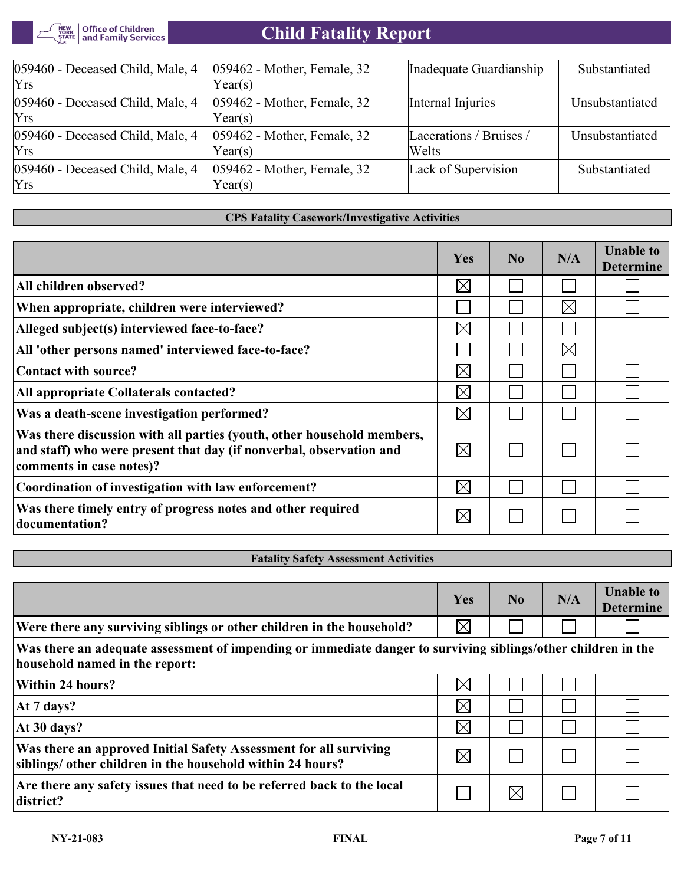| | | | |
|---|---|---|---|
| 059460 - Deceased Child, Male, 4 Yrs | 059462 - Mother, Female, 32 Year(s) | Inadequate Guardianship | Substantiated |
| 059460 - Deceased Child, Male, 4 Yrs | 059462 - Mother, Female, 32 Year(s) | Internal Injuries | Unsubstantiated |
| 059460 - Deceased Child, Male, 4 Yrs | 059462 - Mother, Female, 32 Year(s) | Lacerations / Bruises / Welts | Unsubstantiated |
| 059460 - Deceased Child, Male, 4 Yrs | 059462 - Mother, Female, 32 Year(s) | Lack of Supervision | Substantiated |

## CPS Fatality Casework/Investigative Activities

| | Yes | No | N/A | Unable to Determine |
|---|---|---|---|---|
| **All children observed?** | ☒ | ☐ | ☐ | ☐ |
| **When appropriate, children were interviewed?** | ☐ | ☐ | ☒ | ☐ |
| **Alleged subject(s) interviewed face-to-face?** | ☒ | ☐ | ☐ | ☐ |
| **All 'other persons named' interviewed face-to-face?** | ☐ | ☐ | ☒ | ☐ |
| **Contact with source?** | ☒ | ☐ | ☐ | ☐ |
| **All appropriate Collaterals contacted?** | ☒ | ☐ | ☐ | ☐ |
| **Was a death-scene investigation performed?** | ☒ | ☐ | ☐ | ☐ |
| **Was there discussion with all parties (youth, other household members, and staff) who were present that day (if nonverbal, observation and comments in case notes)?** | ☒ | ☐ | ☐ | ☐ |
| **Coordination of investigation with law enforcement?** | ☒ | ☐ | ☐ | ☐ |
| **Was there timely entry of progress notes and other required documentation?** | ☒ | ☐ | ☐ | ☐ |

## Fatality Safety Assessment Activities

| | Yes | No | N/A | Unable to Determine |
|---|---|---|---|---|
| **Were there any surviving siblings or other children in the household?** | ☒ | ☐ | ☐ | ☐ |
| **Was there an adequate assessment of impending or immediate danger to surviving siblings/other children in the household named in the report:** | | | | |
| **Within 24 hours?** | ☒ | ☐ | ☐ | ☐ |
| **At 7 days?** | ☒ | ☐ | ☐ | ☐ |
| **At 30 days?** | ☒ | ☐ | ☐ | ☐ |
| **Was there an approved Initial Safety Assessment for all surviving siblings/ other children in the household within 24 hours?** | ☒ | ☐ | ☐ | ☐ |
| **Are there any safety issues that need to be referred back to the local district?** | ☐ | ☒ | ☐ | ☐ |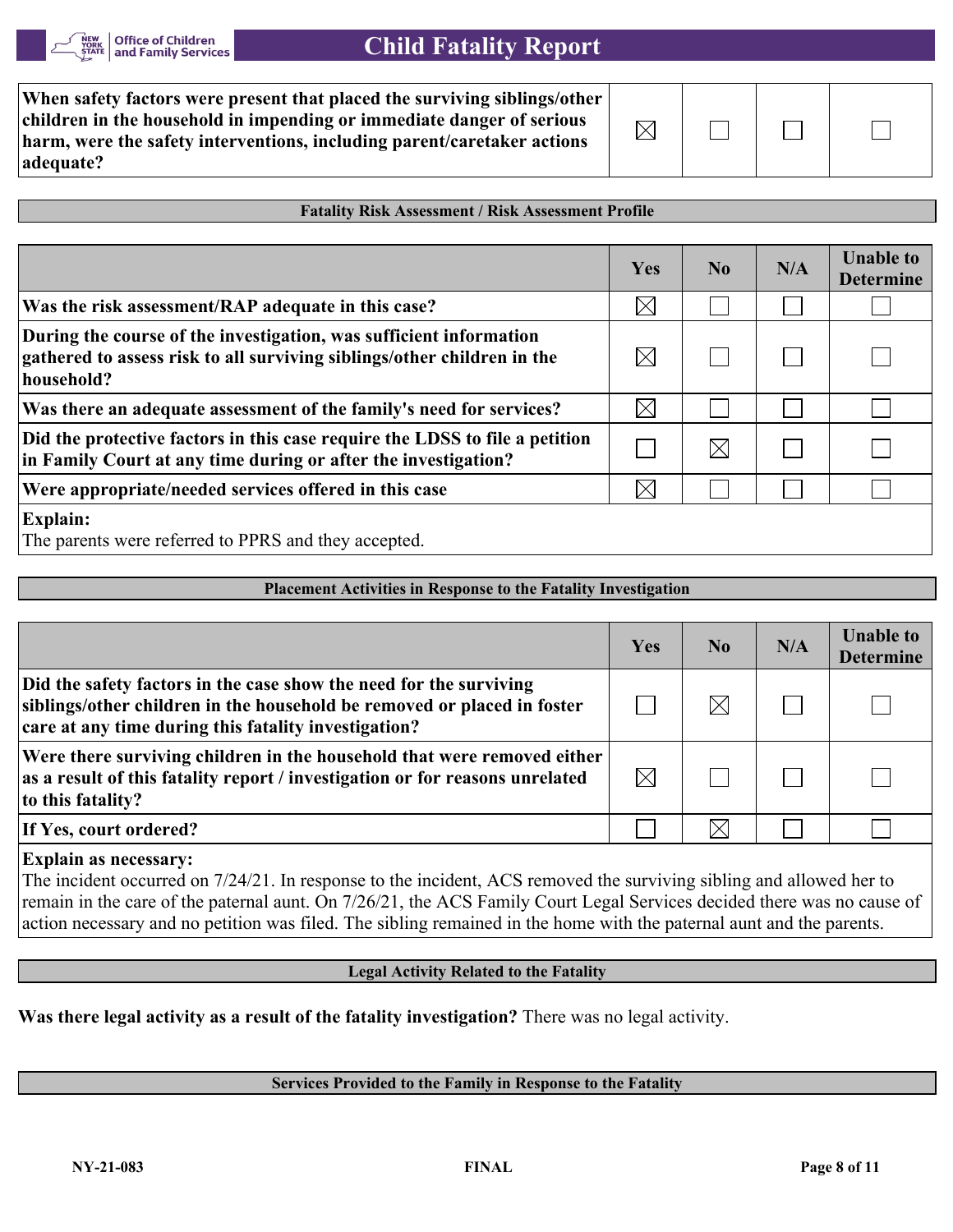| | | | | |
|---|---|---|---|---|
| **When safety factors were present that placed the surviving siblings/other children in the household in impending or immediate danger of serious harm, were the safety interventions, including parent/caretaker actions adequate?** | ☒ | ☐ | ☐ | ☐ |

## Fatality Risk Assessment / Risk Assessment Profile

| | Yes | No | N/A | Unable to Determine |
|---|---|---|---|---|
| **Was the risk assessment/RAP adequate in this case?** | ☒ | ☐ | ☐ | ☐ |
| **During the course of the investigation, was sufficient information gathered to assess risk to all surviving siblings/other children in the household?** | ☒ | ☐ | ☐ | ☐ |
| **Was there an adequate assessment of the family's need for services?** | ☒ | ☐ | ☐ | ☐ |
| **Did the protective factors in this case require the LDSS to file a petition in Family Court at any time during or after the investigation?** | ☐ | ☒ | ☐ | ☐ |
| **Were appropriate/needed services offered in this case** | ☒ | ☐ | ☐ | ☐ |

**Explain:**

The parents were referred to PPRS and they accepted.

## Placement Activities in Response to the Fatality Investigation

| | Yes | No | N/A | Unable to Determine |
|---|---|---|---|---|
| **Did the safety factors in the case show the need for the surviving siblings/other children in the household be removed or placed in foster care at any time during this fatality investigation?** | ☐ | ☒ | ☐ | ☐ |
| **Were there surviving children in the household that were removed either as a result of this fatality report / investigation or for reasons unrelated to this fatality?** | ☒ | ☐ | ☐ | ☐ |
| **If Yes, court ordered?** | ☐ | ☒ | ☐ | ☐ |

**Explain as necessary:**

The incident occurred on 7/24/21. In response to the incident, ACS removed the surviving sibling and allowed her to remain in the care of the paternal aunt. On 7/26/21, the ACS Family Court Legal Services decided there was no cause of action necessary and no petition was filed. The sibling remained in the home with the paternal aunt and the parents.

## Legal Activity Related to the Fatality

**Was there legal activity as a result of the fatality investigation?** There was no legal activity.

## Services Provided to the Family in Response to the Fatality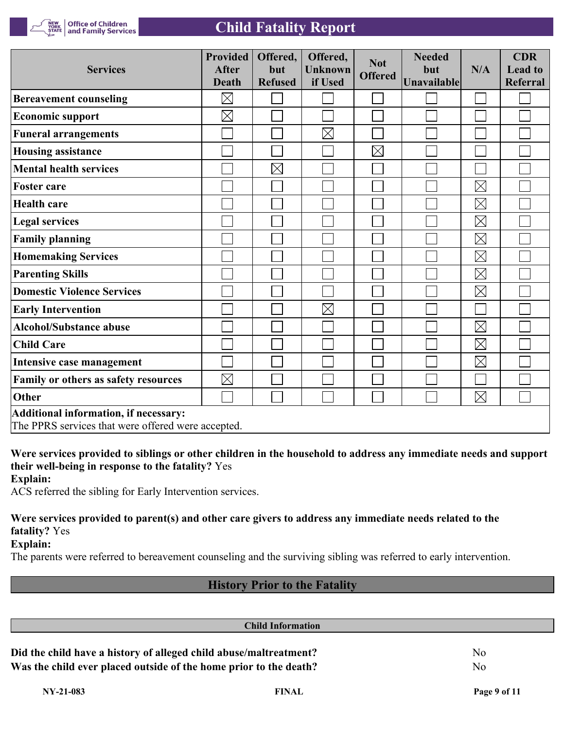| Services | Provided After Death | Offered, but Refused | Offered, Unknown if Used | Not Offered | Needed but Unavailable | N/A | CDR Lead to Referral |
|---|---|---|---|---|---|---|---|
| Bereavement counseling | ☒ | ☐ | ☐ | ☐ | ☐ | ☐ | ☐ |
| Economic support | ☒ | ☐ | ☐ | ☐ | ☐ | ☐ | ☐ |
| Funeral arrangements | ☐ | ☐ | ☒ | ☐ | ☐ | ☐ | ☐ |
| Housing assistance | ☐ | ☐ | ☐ | ☒ | ☐ | ☐ | ☐ |
| Mental health services | ☐ | ☒ | ☐ | ☐ | ☐ | ☐ | ☐ |
| Foster care | ☐ | ☐ | ☐ | ☐ | ☐ | ☒ | ☐ |
| Health care | ☐ | ☐ | ☐ | ☐ | ☐ | ☒ | ☐ |
| Legal services | ☐ | ☐ | ☐ | ☐ | ☐ | ☒ | ☐ |
| Family planning | ☐ | ☐ | ☐ | ☐ | ☐ | ☒ | ☐ |
| Homemaking Services | ☐ | ☐ | ☐ | ☐ | ☐ | ☒ | ☐ |
| Parenting Skills | ☐ | ☐ | ☐ | ☐ | ☐ | ☒ | ☐ |
| Domestic Violence Services | ☐ | ☐ | ☐ | ☐ | ☐ | ☒ | ☐ |
| Early Intervention | ☐ | ☐ | ☒ | ☐ | ☐ | ☐ | ☐ |
| Alcohol/Substance abuse | ☐ | ☐ | ☐ | ☐ | ☐ | ☒ | ☐ |
| Child Care | ☐ | ☐ | ☐ | ☐ | ☐ | ☒ | ☐ |
| Intensive case management | ☐ | ☐ | ☐ | ☐ | ☐ | ☒ | ☐ |
| Family or others as safety resources | ☒ | ☐ | ☐ | ☐ | ☐ | ☐ | ☐ |
| Other | ☐ | ☐ | ☐ | ☐ | ☐ | ☒ | ☐ |

**Additional information, if necessary:**
The PPRS services that were offered were accepted.

**Were services provided to siblings or other children in the household to address any immediate needs and support their well-being in response to the fatality?** Yes

**Explain:**
ACS referred the sibling for Early Intervention services.

**Were services provided to parent(s) and other care givers to address any immediate needs related to the fatality?** Yes

**Explain:**
The parents were referred to bereavement counseling and the surviving sibling was referred to early intervention.

## History Prior to the Fatality

### Child Information

**Did the child have a history of alleged child abuse/maltreatment?** No

**Was the child ever placed outside of the home prior to the death?** No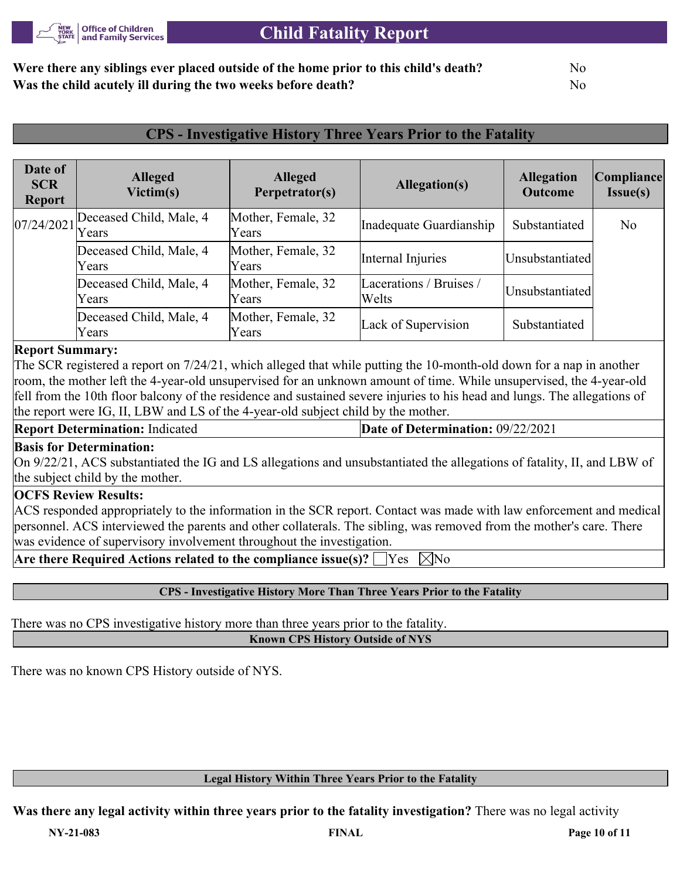**Were there any siblings ever placed outside of the home prior to this child's death?** No

**Was the child acutely ill during the two weeks before death?** No

## CPS - Investigative History Three Years Prior to the Fatality

| Date of SCR Report | Alleged Victim(s) | Alleged Perpetrator(s) | Allegation(s) | Allegation Outcome | Compliance Issue(s) |
|---|---|---|---|---|---|
| 07/24/2021 | Deceased Child, Male, 4 Years | Mother, Female, 32 Years | Inadequate Guardianship | Substantiated | No |
| | Deceased Child, Male, 4 Years | Mother, Female, 32 Years | Internal Injuries | Unsubstantiated | |
| | Deceased Child, Male, 4 Years | Mother, Female, 32 Years | Lacerations / Bruises / Welts | Unsubstantiated | |
| | Deceased Child, Male, 4 Years | Mother, Female, 32 Years | Lack of Supervision | Substantiated | |

**Report Summary:**
The SCR registered a report on 7/24/21, which alleged that while putting the 10-month-old down for a nap in another room, the mother left the 4-year-old unsupervised for an unknown amount of time. While unsupervised, the 4-year-old fell from the 10th floor balcony of the residence and sustained severe injuries to his head and lungs. The allegations of the report were IG, II, LBW and LS of the 4-year-old subject child by the mother.

**Report Determination:** Indicated | **Date of Determination:** 09/22/2021

**Basis for Determination:**
On 9/22/21, ACS substantiated the IG and LS allegations and unsubstantiated the allegations of fatality, II, and LBW of the subject child by the mother.

**OCFS Review Results:**
ACS responded appropriately to the information in the SCR report. Contact was made with law enforcement and medical personnel. ACS interviewed the parents and other collaterals. The sibling, was removed from the mother's care. There was evidence of supervisory involvement throughout the investigation.

**Are there Required Actions related to the compliance issue(s)?** ☐ Yes ☒ No

### CPS - Investigative History More Than Three Years Prior to the Fatality

There was no CPS investigative history more than three years prior to the fatality.

### Known CPS History Outside of NYS

There was no known CPS History outside of NYS.

### Legal History Within Three Years Prior to the Fatality

**Was there any legal activity within three years prior to the fatality investigation?** There was no legal activity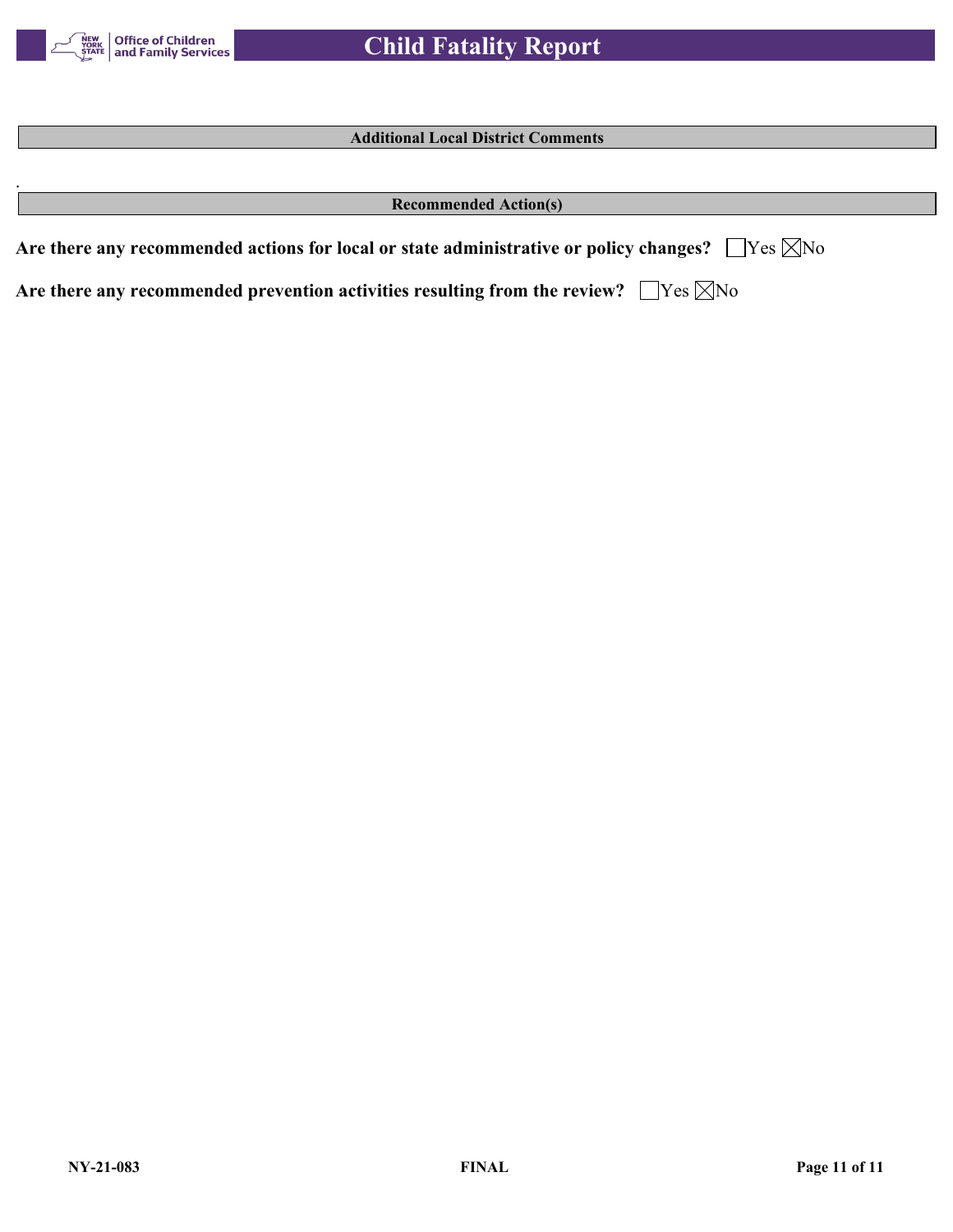## Additional Local District Comments

.

## Recommended Action(s)

**Are there any recommended actions for local or state administrative or policy changes?** ☐Yes ☒No

**Are there any recommended prevention activities resulting from the review?** ☐Yes ☒No